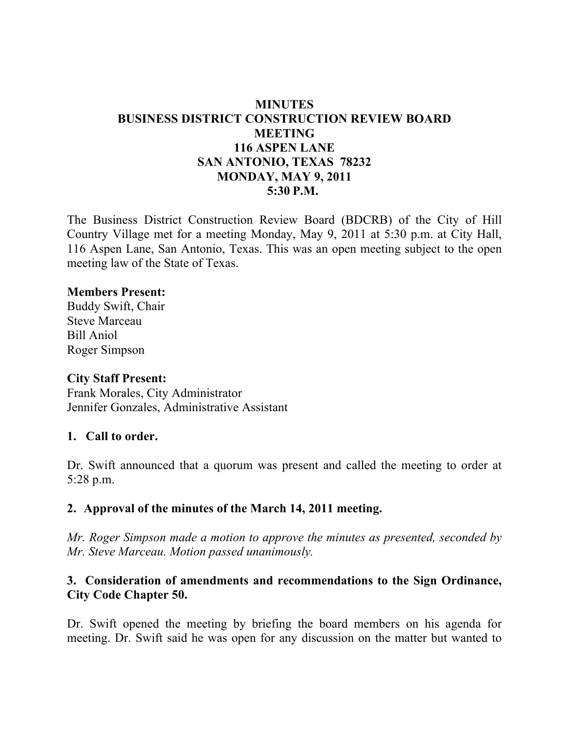# MINUTES
# BUSINESS DISTRICT CONSTRUCTION REVIEW BOARD MEETING
## 116 ASPEN LANE
## SAN ANTONIO, TEXAS 78232
## MONDAY, MAY 9, 2011
## 5:30 P.M.

The Business District Construction Review Board (BDCRB) of the City of Hill Country Village met for a meeting Monday, May 9, 2011 at 5:30 p.m. at City Hall, 116 Aspen Lane, San Antonio, Texas. This was an open meeting subject to the open meeting law of the State of Texas.

**Members Present:**
Buddy Swift, Chair
Steve Marceau
Bill Aniol
Roger Simpson

**City Staff Present:**
Frank Morales, City Administrator
Jennifer Gonzales, Administrative Assistant

**1. Call to order.**

Dr. Swift announced that a quorum was present and called the meeting to order at 5:28 p.m.

**2. Approval of the minutes of the March 14, 2011 meeting.**

*Mr. Roger Simpson made a motion to approve the minutes as presented, seconded by Mr. Steve Marceau. Motion passed unanimously.*

**3. Consideration of amendments and recommendations to the Sign Ordinance, City Code Chapter 50.**

Dr. Swift opened the meeting by briefing the board members on his agenda for meeting. Dr. Swift said he was open for any discussion on the matter but wanted to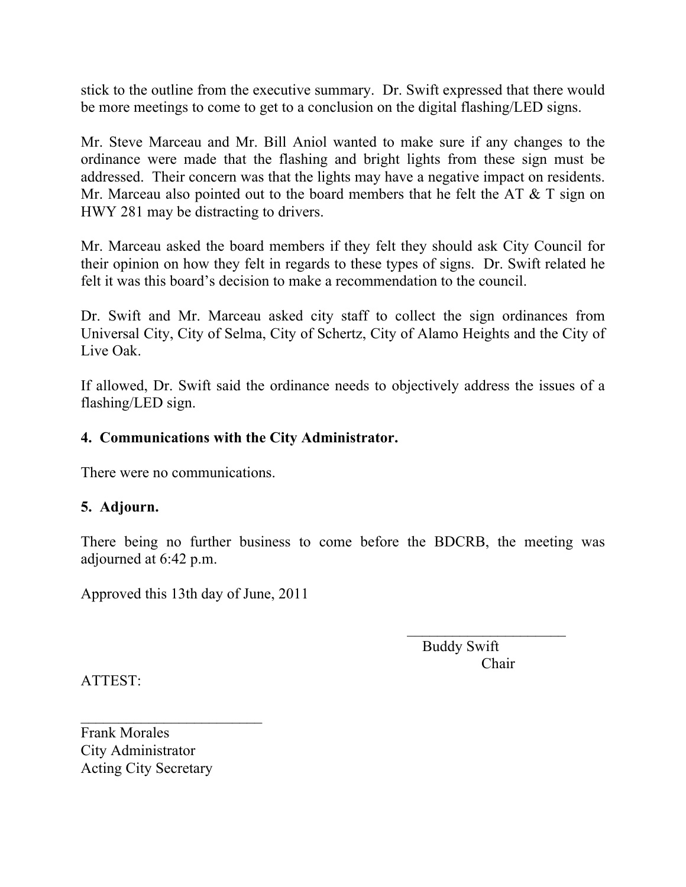stick to the outline from the executive summary. Dr. Swift expressed that there would be more meetings to come to get to a conclusion on the digital flashing/LED signs.

Mr. Steve Marceau and Mr. Bill Aniol wanted to make sure if any changes to the ordinance were made that the flashing and bright lights from these sign must be addressed. Their concern was that the lights may have a negative impact on residents. Mr. Marceau also pointed out to the board members that he felt the AT & T sign on HWY 281 may be distracting to drivers.

Mr. Marceau asked the board members if they felt they should ask City Council for their opinion on how they felt in regards to these types of signs. Dr. Swift related he felt it was this board's decision to make a recommendation to the council.

Dr. Swift and Mr. Marceau asked city staff to collect the sign ordinances from Universal City, City of Selma, City of Schertz, City of Alamo Heights and the City of Live Oak.

If allowed, Dr. Swift said the ordinance needs to objectively address the issues of a flashing/LED sign.

**4. Communications with the City Administrator.**

There were no communications.

**5. Adjourn.**

There being no further business to come before the BDCRB, the meeting was adjourned at 6:42 p.m.

Approved this 13th day of June, 2011

______________________
Buddy Swift
Chair

ATTEST:

_________________________
Frank Morales
City Administrator
Acting City Secretary